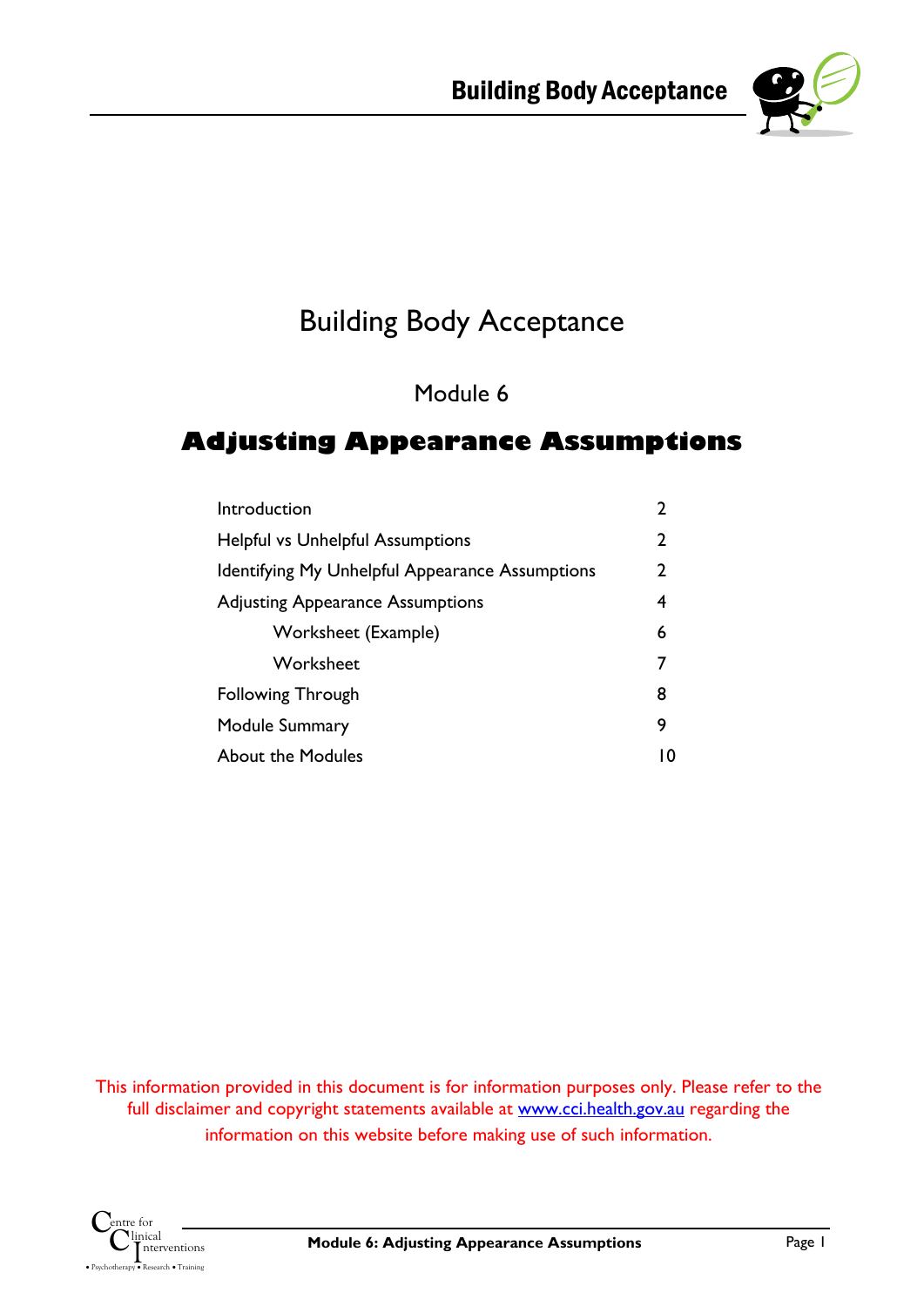# Building Body Acceptance

## Module 6

## Adjusting Appearance Assumptions

| | |
|---|---|
| Introduction | 2 |
| Helpful vs Unhelpful Assumptions | 2 |
| Identifying My Unhelpful Appearance Assumptions | 2 |
| Adjusting Appearance Assumptions | 4 |
| Worksheet (Example) | 6 |
| Worksheet | 7 |
| Following Through | 8 |
| Module Summary | 9 |
| About the Modules | 10 |

This information provided in this document is for information purposes only. Please refer to the full disclaimer and copyright statements available at www.cci.health.gov.au regarding the information on this website before making use of such information.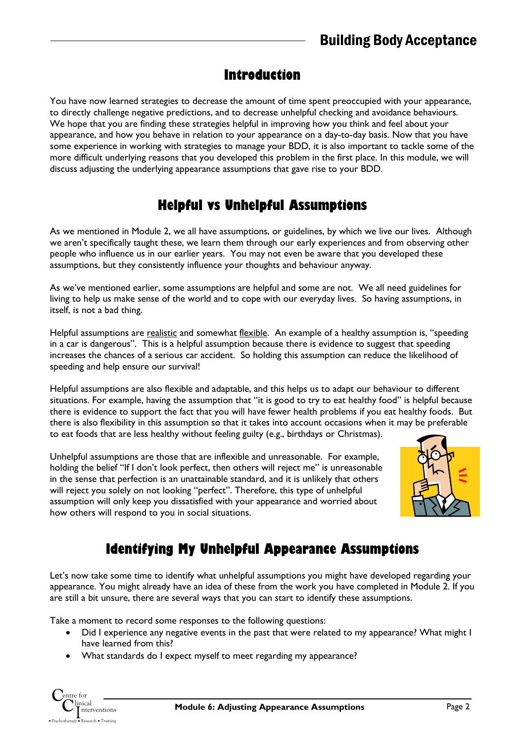## Introduction

You have now learned strategies to decrease the amount of time spent preoccupied with your appearance, to directly challenge negative predictions, and to decrease unhelpful checking and avoidance behaviours. We hope that you are finding these strategies helpful in improving how you think and feel about your appearance, and how you behave in relation to your appearance on a day-to-day basis. Now that you have some experience in working with strategies to manage your BDD, it is also important to tackle some of the more difficult underlying reasons that you developed this problem in the first place. In this module, we will discuss adjusting the underlying appearance assumptions that gave rise to your BDD.

## Helpful vs Unhelpful Assumptions

As we mentioned in Module 2, we all have assumptions, or guidelines, by which we live our lives. Although we aren't specifically taught these, we learn them through our early experiences and from observing other people who influence us in our earlier years. You may not even be aware that you developed these assumptions, but they consistently influence your thoughts and behaviour anyway.

As we've mentioned earlier, some assumptions are helpful and some are not. We all need guidelines for living to help us make sense of the world and to cope with our everyday lives. So having assumptions, in itself, is not a bad thing.

Helpful assumptions are <u>realistic</u> and somewhat <u>flexible</u>. An example of a healthy assumption is, "speeding in a car is dangerous". This is a helpful assumption because there is evidence to suggest that speeding increases the chances of a serious car accident. So holding this assumption can reduce the likelihood of speeding and help ensure our survival!

Helpful assumptions are also flexible and adaptable, and this helps us to adapt our behaviour to different situations. For example, having the assumption that "it is good to try to eat healthy food" is helpful because there is evidence to support the fact that you will have fewer health problems if you eat healthy foods. But there is also flexibility in this assumption so that it takes into account occasions when it may be preferable to eat foods that are less healthy without feeling guilty (e.g., birthdays or Christmas).

Unhelpful assumptions are those that are inflexible and unreasonable. For example, holding the belief "If I don't look perfect, then others will reject me" is unreasonable in the sense that perfection is an unattainable standard, and it is unlikely that others will reject you solely on not looking "perfect". Therefore, this type of unhelpful assumption will only keep you dissatisfied with your appearance and worried about how others will respond to you in social situations.

## Identifying My Unhelpful Appearance Assumptions

Let's now take some time to identify what unhelpful assumptions you might have developed regarding your appearance. You might already have an idea of these from the work you have completed in Module 2. If you are still a bit unsure, there are several ways that you can start to identify these assumptions.

Take a moment to record some responses to the following questions:

- Did I experience any negative events in the past that were related to my appearance? What might I have learned from this?
- What standards do I expect myself to meet regarding my appearance?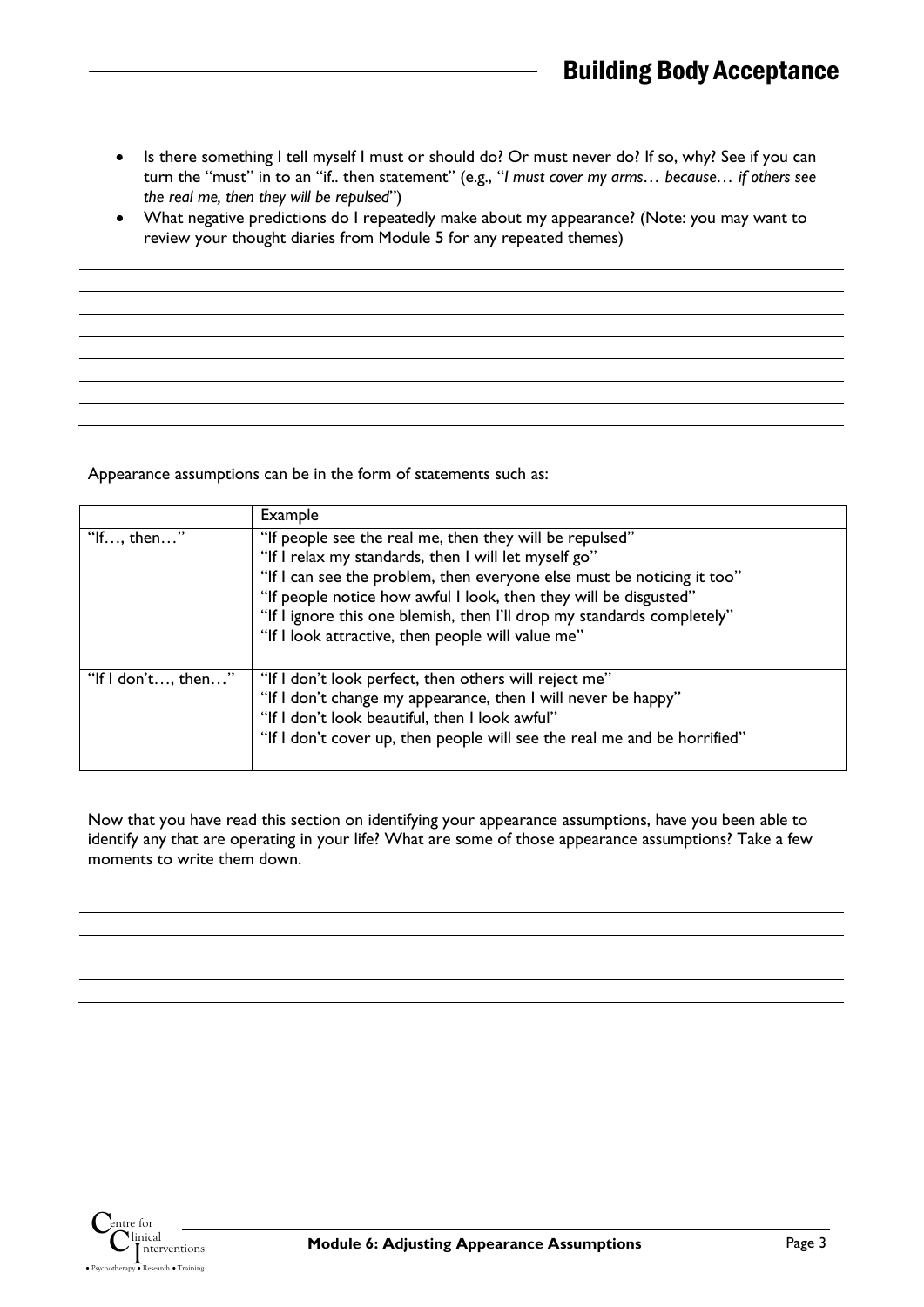- Is there something I tell myself I must or should do? Or must never do? If so, why? See if you can turn the "must" in to an "if.. then statement" (e.g., "*I must cover my arms… because… if others see the real me, then they will be repulsed*")
- What negative predictions do I repeatedly make about my appearance? (Note: you may want to review your thought diaries from Module 5 for any repeated themes)

Appearance assumptions can be in the form of statements such as:

| | Example |
|---|---|
| "If…, then…" | "If people see the real me, then they will be repulsed"<br>"If I relax my standards, then I will let myself go"<br>"If I can see the problem, then everyone else must be noticing it too"<br>"If people notice how awful I look, then they will be disgusted"<br>"If I ignore this one blemish, then I'll drop my standards completely"<br>"If I look attractive, then people will value me" |
| "If I don't…, then…" | "If I don't look perfect, then others will reject me"<br>"If I don't change my appearance, then I will never be happy"<br>"If I don't look beautiful, then I look awful"<br>"If I don't cover up, then people will see the real me and be horrified" |

Now that you have read this section on identifying your appearance assumptions, have you been able to identify any that are operating in your life? What are some of those appearance assumptions? Take a few moments to write them down.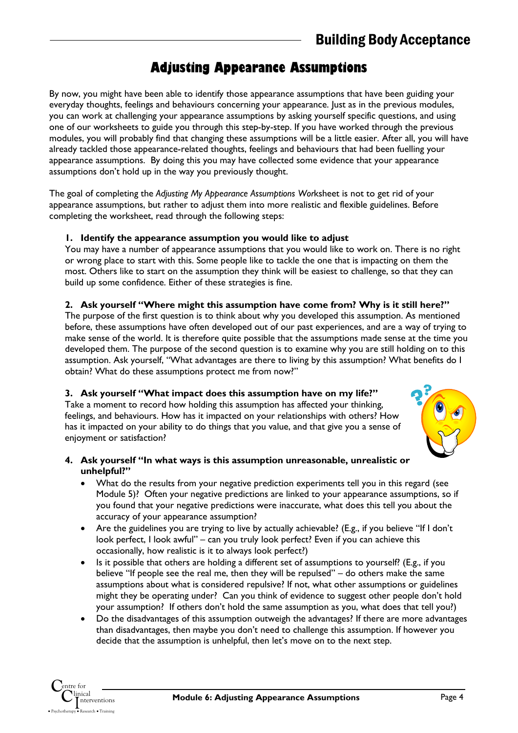## Adjusting Appearance Assumptions

By now, you might have been able to identify those appearance assumptions that have been guiding your everyday thoughts, feelings and behaviours concerning your appearance. Just as in the previous modules, you can work at challenging your appearance assumptions by asking yourself specific questions, and using one of our worksheets to guide you through this step-by-step. If you have worked through the previous modules, you will probably find that changing these assumptions will be a little easier. After all, you will have already tackled those appearance-related thoughts, feelings and behaviours that had been fuelling your appearance assumptions. By doing this you may have collected some evidence that your appearance assumptions don't hold up in the way you previously thought.

The goal of completing the *Adjusting My Appearance Assumptions* Worksheet is not to get rid of your appearance assumptions, but rather to adjust them into more realistic and flexible guidelines. Before completing the worksheet, read through the following steps:

1. **Identify the appearance assumption you would like to adjust**
   You may have a number of appearance assumptions that you would like to work on. There is no right or wrong place to start with this. Some people like to tackle the one that is impacting on them the most. Others like to start on the assumption they think will be easiest to challenge, so that they can build up some confidence. Either of these strategies is fine.

2. **Ask yourself "Where might this assumption have come from? Why is it still here?"**
   The purpose of the first question is to think about why you developed this assumption. As mentioned before, these assumptions have often developed out of our past experiences, and are a way of trying to make sense of the world. It is therefore quite possible that the assumptions made sense at the time you developed them. The purpose of the second question is to examine why you are still holding on to this assumption. Ask yourself, "What advantages are there to living by this assumption? What benefits do I obtain? What do these assumptions protect me from now?"

3. **Ask yourself "What impact does this assumption have on my life?"**
   Take a moment to record how holding this assumption has affected your thinking, feelings, and behaviours. How has it impacted on your relationships with others? How has it impacted on your ability to do things that you value, and that give you a sense of enjoyment or satisfaction?

4. **Ask yourself "In what ways is this assumption unreasonable, unrealistic or unhelpful?"**
   - What do the results from your negative prediction experiments tell you in this regard (see Module 5)? Often your negative predictions are linked to your appearance assumptions, so if you found that your negative predictions were inaccurate, what does this tell you about the accuracy of your appearance assumption?
   - Are the guidelines you are trying to live by actually achievable? (E.g., if you believe "If I don't look perfect, I look awful" – can you truly look perfect? Even if you can achieve this occasionally, how realistic is it to always look perfect?)
   - Is it possible that others are holding a different set of assumptions to yourself? (E.g., if you believe "If people see the real me, then they will be repulsed" – do others make the same assumptions about what is considered repulsive? If not, what other assumptions or guidelines might they be operating under? Can you think of evidence to suggest other people don't hold your assumption? If others don't hold the same assumption as you, what does that tell you?)
   - Do the disadvantages of this assumption outweigh the advantages? If there are more advantages than disadvantages, then maybe you don't need to challenge this assumption. If however you decide that the assumption is unhelpful, then let's move on to the next step.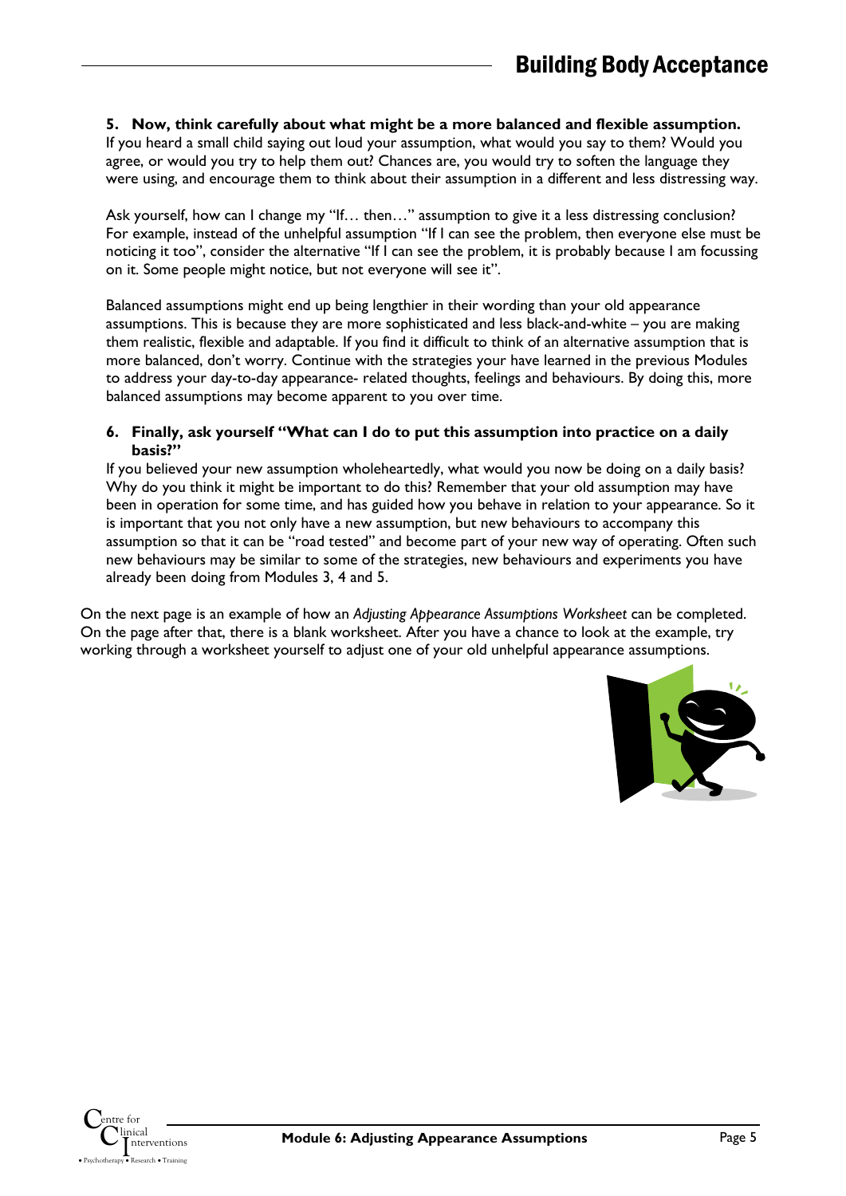**5. Now, think carefully about what might be a more balanced and flexible assumption.**
If you heard a small child saying out loud your assumption, what would you say to them? Would you agree, or would you try to help them out? Chances are, you would try to soften the language they were using, and encourage them to think about their assumption in a different and less distressing way.

Ask yourself, how can I change my "If… then…" assumption to give it a less distressing conclusion? For example, instead of the unhelpful assumption "If I can see the problem, then everyone else must be noticing it too", consider the alternative "If I can see the problem, it is probably because I am focussing on it. Some people might notice, but not everyone will see it".

Balanced assumptions might end up being lengthier in their wording than your old appearance assumptions. This is because they are more sophisticated and less black-and-white – you are making them realistic, flexible and adaptable. If you find it difficult to think of an alternative assumption that is more balanced, don't worry. Continue with the strategies your have learned in the previous Modules to address your day-to-day appearance- related thoughts, feelings and behaviours. By doing this, more balanced assumptions may become apparent to you over time.

**6. Finally, ask yourself "What can I do to put this assumption into practice on a daily basis?"**
If you believed your new assumption wholeheartedly, what would you now be doing on a daily basis? Why do you think it might be important to do this? Remember that your old assumption may have been in operation for some time, and has guided how you behave in relation to your appearance. So it is important that you not only have a new assumption, but new behaviours to accompany this assumption so that it can be "road tested" and become part of your new way of operating. Often such new behaviours may be similar to some of the strategies, new behaviours and experiments you have already been doing from Modules 3, 4 and 5.

On the next page is an example of how an *Adjusting Appearance Assumptions Worksheet* can be completed. On the page after that, there is a blank worksheet. After you have a chance to look at the example, try working through a worksheet yourself to adjust one of your old unhelpful appearance assumptions.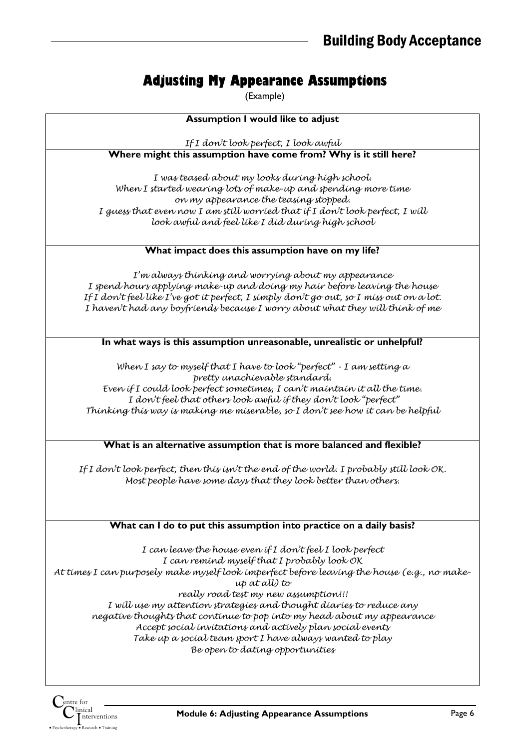# Adjusting My Appearance Assumptions

(Example)

**Assumption I would like to adjust**

*If I don't look perfect, I look awful*

**Where might this assumption have come from? Why is it still here?**

*I was teased about my looks during high school.*
*When I started wearing lots of make-up and spending more time on my appearance the teasing stopped.*
*I guess that even now I am still worried that if I don't look perfect, I will look awful and feel like I did during high school*

**What impact does this assumption have on my life?**

*I'm always thinking and worrying about my appearance*
*I spend hours applying make-up and doing my hair before leaving the house*
*If I don't feel like I've got it perfect, I simply don't go out, so I miss out on a lot.*
*I haven't had any boyfriends because I worry about what they will think of me*

**In what ways is this assumption unreasonable, unrealistic or unhelpful?**

*When I say to myself that I have to look "perfect" - I am setting a pretty unachievable standard.*
*Even if I could look perfect sometimes, I can't maintain it all the time.*
*I don't feel that others look awful if they don't look "perfect"*
*Thinking this way is making me miserable, so I don't see how it can be helpful*

**What is an alternative assumption that is more balanced and flexible?**

*If I don't look perfect, then this isn't the end of the world. I probably still look OK.*
*Most people have some days that they look better than others.*

**What can I do to put this assumption into practice on a daily basis?**

*I can leave the house even if I don't feel I look perfect*
*I can remind myself that I probably look OK*
*At times I can purposely make myself look imperfect before leaving the house (e.g., no make-up at all) to really road test my new assumption!!!*
*I will use my attention strategies and thought diaries to reduce any negative thoughts that continue to pop into my head about my appearance*
*Accept social invitations and actively plan social events*
*Take up a social team sport I have always wanted to play*
*Be open to dating opportunities*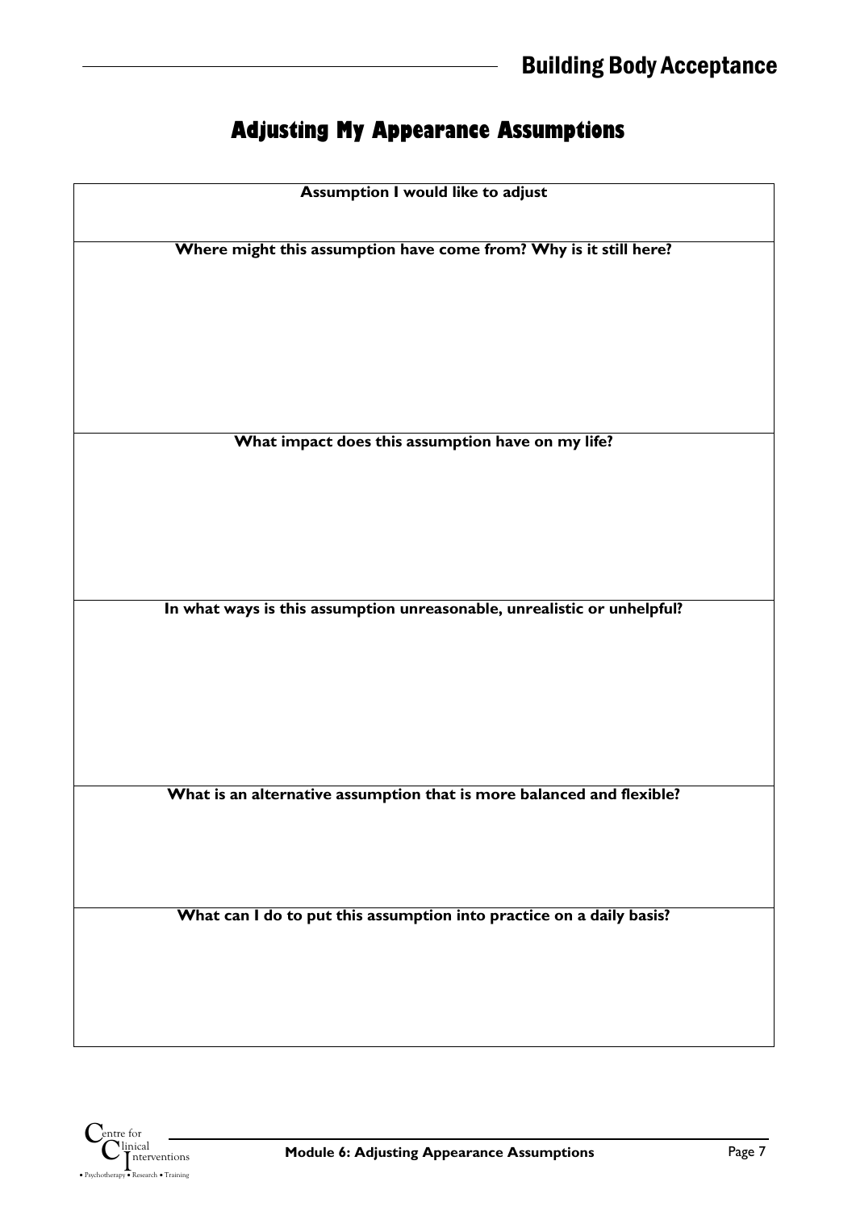# Adjusting My Appearance Assumptions

| Assumption I would like to adjust |
| --- |
| |
| **Where might this assumption have come from? Why is it still here?** |
| |
| **What impact does this assumption have on my life?** |
| |
| **In what ways is this assumption unreasonable, unrealistic or unhelpful?** |
| |
| **What is an alternative assumption that is more balanced and flexible?** |
| |
| **What can I do to put this assumption into practice on a daily basis?** |
| |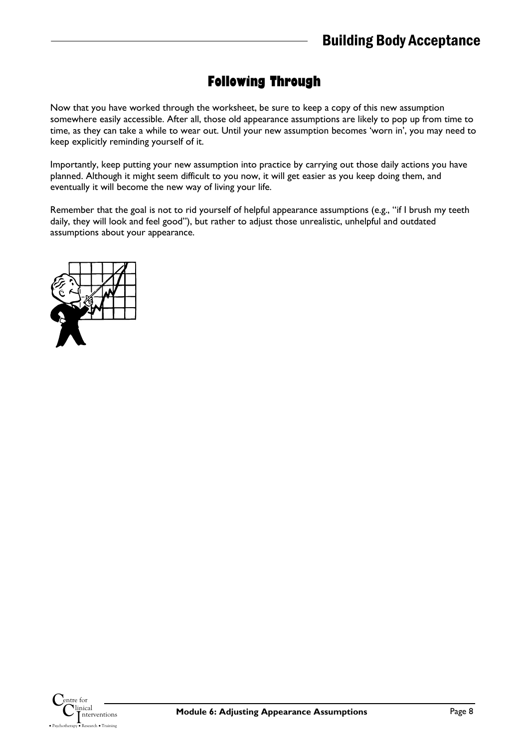## Following Through

Now that you have worked through the worksheet, be sure to keep a copy of this new assumption somewhere easily accessible. After all, those old appearance assumptions are likely to pop up from time to time, as they can take a while to wear out. Until your new assumption becomes 'worn in', you may need to keep explicitly reminding yourself of it.

Importantly, keep putting your new assumption into practice by carrying out those daily actions you have planned. Although it might seem difficult to you now, it will get easier as you keep doing them, and eventually it will become the new way of living your life.

Remember that the goal is not to rid yourself of helpful appearance assumptions (e.g., "if I brush my teeth daily, they will look and feel good"), but rather to adjust those unrealistic, unhelpful and outdated assumptions about your appearance.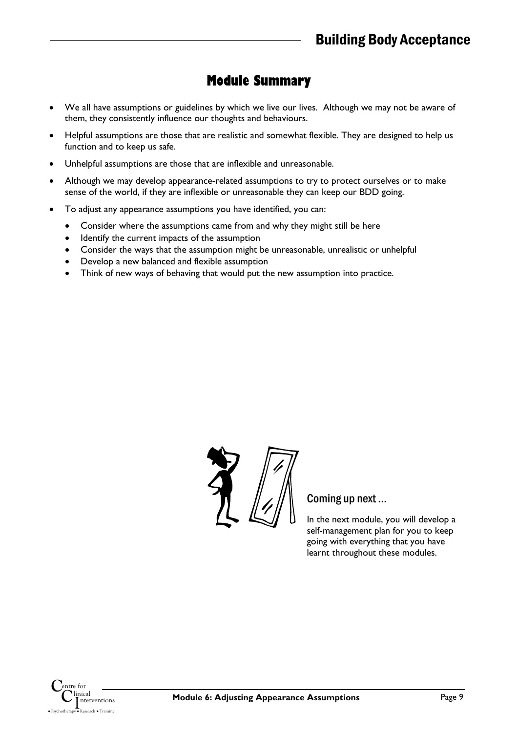## Module Summary

- We all have assumptions or guidelines by which we live our lives. Although we may not be aware of them, they consistently influence our thoughts and behaviours.
- Helpful assumptions are those that are realistic and somewhat flexible. They are designed to help us function and to keep us safe.
- Unhelpful assumptions are those that are inflexible and unreasonable.
- Although we may develop appearance-related assumptions to try to protect ourselves or to make sense of the world, if they are inflexible or unreasonable they can keep our BDD going.
- To adjust any appearance assumptions you have identified, you can:
  - Consider where the assumptions came from and why they might still be here
  - Identify the current impacts of the assumption
  - Consider the ways that the assumption might be unreasonable, unrealistic or unhelpful
  - Develop a new balanced and flexible assumption
  - Think of new ways of behaving that would put the new assumption into practice.

### Coming up next …

In the next module, you will develop a self-management plan for you to keep going with everything that you have learnt throughout these modules.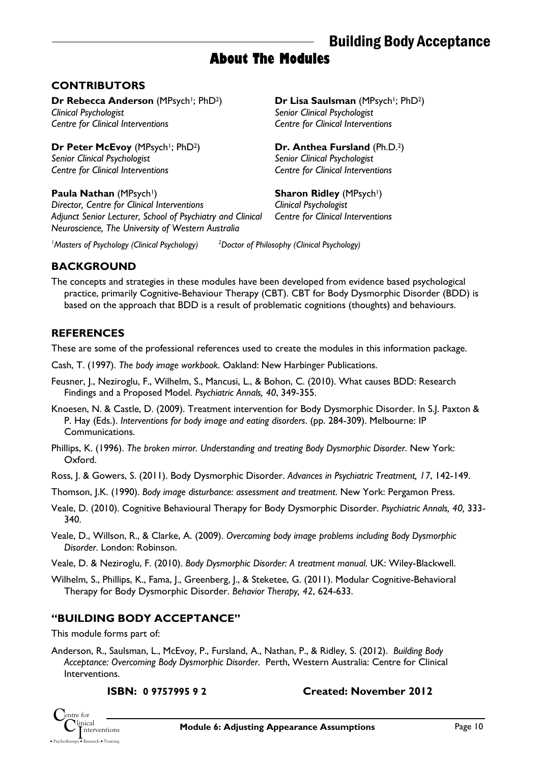# About The Modules

## CONTRIBUTORS

**Dr Rebecca Anderson** (MPsych[1]; PhD[2])
*Clinical Psychologist*
*Centre for Clinical Interventions*

**Dr Lisa Saulsman** (MPsych[1]; PhD[2])
*Senior Clinical Psychologist*
*Centre for Clinical Interventions*

**Dr Peter McEvoy** (MPsych[1]; PhD[2])
*Senior Clinical Psychologist*
*Centre for Clinical Interventions*

**Dr. Anthea Fursland** (Ph.D.[2])
*Senior Clinical Psychologist*
*Centre for Clinical Interventions*

**Paula Nathan** (MPsych[1])
*Director, Centre for Clinical Interventions*
*Adjunct Senior Lecturer, School of Psychiatry and Clinical Neuroscience, The University of Western Australia*

**Sharon Ridley** (MPsych[1])
*Clinical Psychologist*
*Centre for Clinical Interventions*

[1]*Masters of Psychology (Clinical Psychology)* [2]*Doctor of Philosophy (Clinical Psychology)*

## BACKGROUND

The concepts and strategies in these modules have been developed from evidence based psychological practice, primarily Cognitive-Behaviour Therapy (CBT). CBT for Body Dysmorphic Disorder (BDD) is based on the approach that BDD is a result of problematic cognitions (thoughts) and behaviours.

## REFERENCES

These are some of the professional references used to create the modules in this information package.

Cash, T. (1997). *The body image workbook*. Oakland: New Harbinger Publications.

Feusner, J., Neziroglu, F., Wilhelm, S., Mancusi, L., & Bohon, C. (2010). What causes BDD: Research Findings and a Proposed Model. *Psychiatric Annals, 40*, 349-355.

Knoesen, N. & Castle, D. (2009). Treatment intervention for Body Dysmorphic Disorder. In S.J. Paxton & P. Hay (Eds.). *Interventions for body image and eating disorders*. (pp. 284-309). Melbourne: IP Communications.

Phillips, K. (1996). *The broken mirror. Understanding and treating Body Dysmorphic Disorder*. New York: Oxford.

Ross, J. & Gowers, S. (2011). Body Dysmorphic Disorder. *Advances in Psychiatric Treatment, 17*, 142-149.

Thomson, J.K. (1990). *Body image disturbance: assessment and treatment*. New York: Pergamon Press.

Veale, D. (2010). Cognitive Behavioural Therapy for Body Dysmorphic Disorder. *Psychiatric Annals, 40,* 333-340.

Veale, D., Willson, R., & Clarke, A. (2009). *Overcoming body image problems including Body Dysmorphic Disorder*. London: Robinson.

Veale, D. & Neziroglu, F. (2010). *Body Dysmorphic Disorder: A treatment manual*. UK: Wiley-Blackwell.

Wilhelm, S., Phillips, K., Fama, J., Greenberg, J., & Steketee, G. (2011). Modular Cognitive-Behavioral Therapy for Body Dysmorphic Disorder. *Behavior Therapy, 42*, 624-633.

## "BUILDING BODY ACCEPTANCE"

This module forms part of:

Anderson, R., Saulsman, L., McEvoy, P., Fursland, A., Nathan, P., & Ridley, S. (2012). *Building Body Acceptance: Overcoming Body Dysmorphic Disorder*. Perth, Western Australia: Centre for Clinical Interventions.

**ISBN: 0 9757995 9 2** **Created: November 2012**